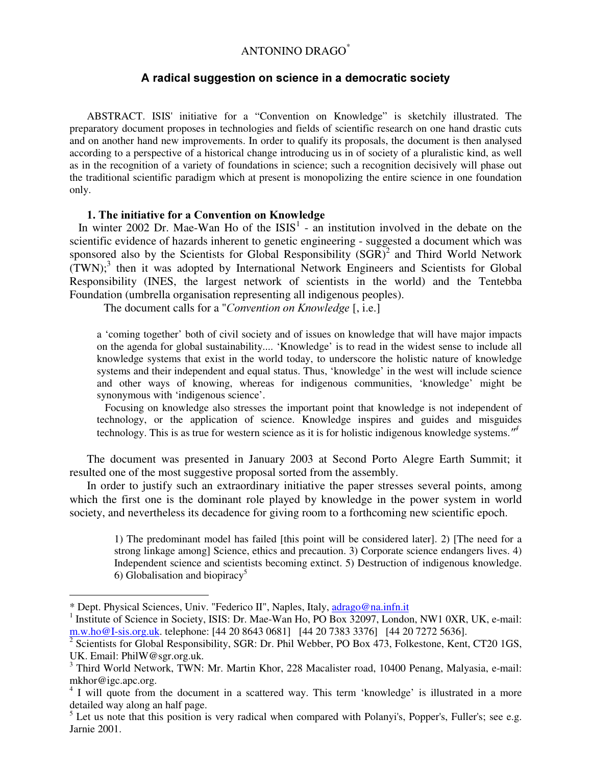ANTONINO DRAGO*

## A radical suggestion on science in a democratic society

ABSTRACT. ISIS' initiative for a "Convention on Knowledge" is sketchily illustrated. The preparatory document proposes in technologies and fields of scientific research on one hand drastic cuts and on another hand new improvements. In order to qualify its proposals, the document is then analysed according to a perspective of a historical change introducing us in of society of a pluralistic kind, as well as in the recognition of a variety of foundations in science; such a recognition decisively will phase out the traditional scientific paradigm which at present is monopolizing the entire science in one foundation only.

### 1. The initiative for a Convention on Knowledge

In winter 2002 Dr. Mae-Wan Ho of the ISIS[1] - an institution involved in the debate on the scientific evidence of hazards inherent to genetic engineering - suggested a document which was sponsored also by the Scientists for Global Responsibility (SGR)[2] and Third World Network (TWN);[3] then it was adopted by International Network Engineers and Scientists for Global Responsibility (INES, the largest network of scientists in the world) and the Tentebba Foundation (umbrella organisation representing all indigenous peoples).

The document calls for a "*Convention on Knowledge* [, i.e.]

> a 'coming together' both of civil society and of issues on knowledge that will have major impacts on the agenda for global sustainability.... 'Knowledge' is to read in the widest sense to include all knowledge systems that exist in the world today, to underscore the holistic nature of knowledge systems and their independent and equal status. Thus, 'knowledge' in the west will include science and other ways of knowing, whereas for indigenous communities, 'knowledge' might be synonymous with 'indigenous science'.
>
> Focusing on knowledge also stresses the important point that knowledge is not independent of technology, or the application of science. Knowledge inspires and guides and misguides technology. This is as true for western science as it is for holistic indigenous knowledge systems."[4]

The document was presented in January 2003 at Second Porto Alegre Earth Summit; it resulted one of the most suggestive proposal sorted from the assembly.

In order to justify such an extraordinary initiative the paper stresses several points, among which the first one is the dominant role played by knowledge in the power system in world society, and nevertheless its decadence for giving room to a forthcoming new scientific epoch.

> 1) The predominant model has failed [this point will be considered later]. 2) [The need for a strong linkage among] Science, ethics and precaution. 3) Corporate science endangers lives. 4) Independent science and scientists becoming extinct. 5) Destruction of indigenous knowledge. 6) Globalisation and biopiracy[5]

---

* Dept. Physical Sciences, Univ. "Federico II", Naples, Italy, adrago@na.infn.it

[1] Institute of Science in Society, ISIS: Dr. Mae-Wan Ho, PO Box 32097, London, NW1 0XR, UK, e-mail: m.w.ho@I-sis.org.uk. telephone: [44 20 8643 0681] [44 20 7383 3376] [44 20 7272 5636].

[2] Scientists for Global Responsibility, SGR: Dr. Phil Webber, PO Box 473, Folkestone, Kent, CT20 1GS, UK. Email: PhilW@sgr.org.uk.

[3] Third World Network, TWN: Mr. Martin Khor, 228 Macalister road, 10400 Penang, Malyasia, e-mail: mkhor@igc.apc.org.

[4] I will quote from the document in a scattered way. This term 'knowledge' is illustrated in a more detailed way along an half page.

[5] Let us note that this position is very radical when compared with Polanyi's, Popper's, Fuller's; see e.g. Jarnie 2001.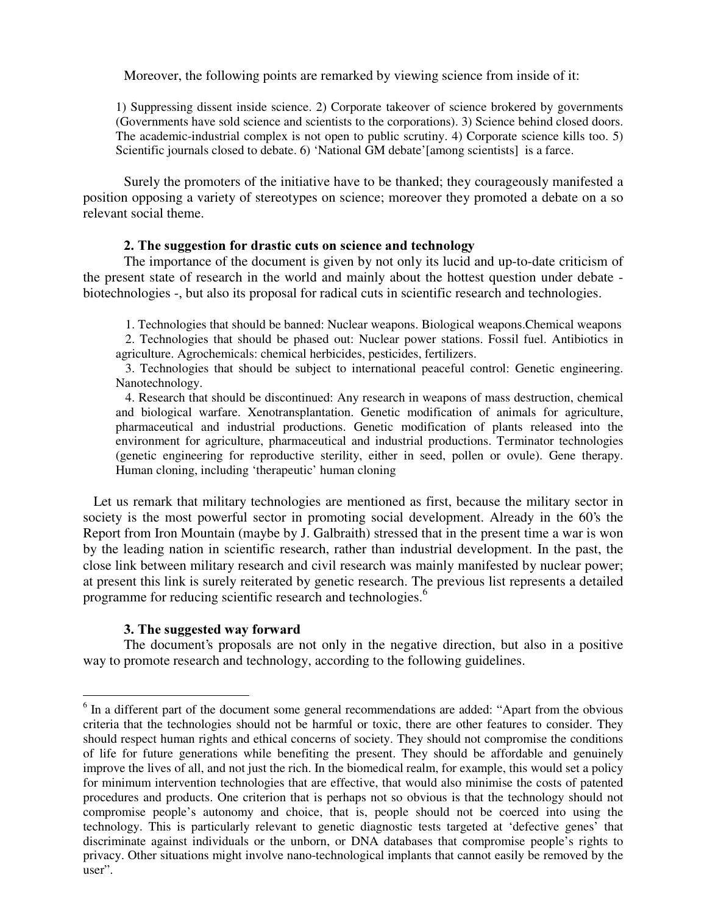Moreover, the following points are remarked by viewing science from inside of it:

> 1) Suppressing dissent inside science. 2) Corporate takeover of science brokered by governments (Governments have sold science and scientists to the corporations). 3) Science behind closed doors. The academic-industrial complex is not open to public scrutiny. 4) Corporate science kills too. 5) Scientific journals closed to debate. 6) 'National GM debate'[among scientists] is a farce.

Surely the promoters of the initiative have to be thanked; they courageously manifested a position opposing a variety of stereotypes on science; moreover they promoted a debate on a so relevant social theme.

### 2. The suggestion for drastic cuts on science and technology

The importance of the document is given by not only its lucid and up-to-date criticism of the present state of research in the world and mainly about the hottest question under debate - biotechnologies -, but also its proposal for radical cuts in scientific research and technologies.

> 1. Technologies that should be banned: Nuclear weapons. Biological weapons.Chemical weapons
> 2. Technologies that should be phased out: Nuclear power stations. Fossil fuel. Antibiotics in agriculture. Agrochemicals: chemical herbicides, pesticides, fertilizers.
> 3. Technologies that should be subject to international peaceful control: Genetic engineering. Nanotechnology.
> 4. Research that should be discontinued: Any research in weapons of mass destruction, chemical and biological warfare. Xenotransplantation. Genetic modification of animals for agriculture, pharmaceutical and industrial productions. Genetic modification of plants released into the environment for agriculture, pharmaceutical and industrial productions. Terminator technologies (genetic engineering for reproductive sterility, either in seed, pollen or ovule). Gene therapy. Human cloning, including 'therapeutic' human cloning

Let us remark that military technologies are mentioned as first, because the military sector in society is the most powerful sector in promoting social development. Already in the 60's the Report from Iron Mountain (maybe by J. Galbraith) stressed that in the present time a war is won by the leading nation in scientific research, rather than industrial development. In the past, the close link between military research and civil research was mainly manifested by nuclear power; at present this link is surely reiterated by genetic research. The previous list represents a detailed programme for reducing scientific research and technologies.[6]

### 3. The suggested way forward

The document's proposals are not only in the negative direction, but also in a positive way to promote research and technology, according to the following guidelines.

---

[6] In a different part of the document some general recommendations are added: "Apart from the obvious criteria that the technologies should not be harmful or toxic, there are other features to consider. They should respect human rights and ethical concerns of society. They should not compromise the conditions of life for future generations while benefiting the present. They should be affordable and genuinely improve the lives of all, and not just the rich. In the biomedical realm, for example, this would set a policy for minimum intervention technologies that are effective, that would also minimise the costs of patented procedures and products. One criterion that is perhaps not so obvious is that the technology should not compromise people's autonomy and choice, that is, people should not be coerced into using the technology. This is particularly relevant to genetic diagnostic tests targeted at 'defective genes' that discriminate against individuals or the unborn, or DNA databases that compromise people's rights to privacy. Other situations might involve nano-technological implants that cannot easily be removed by the user".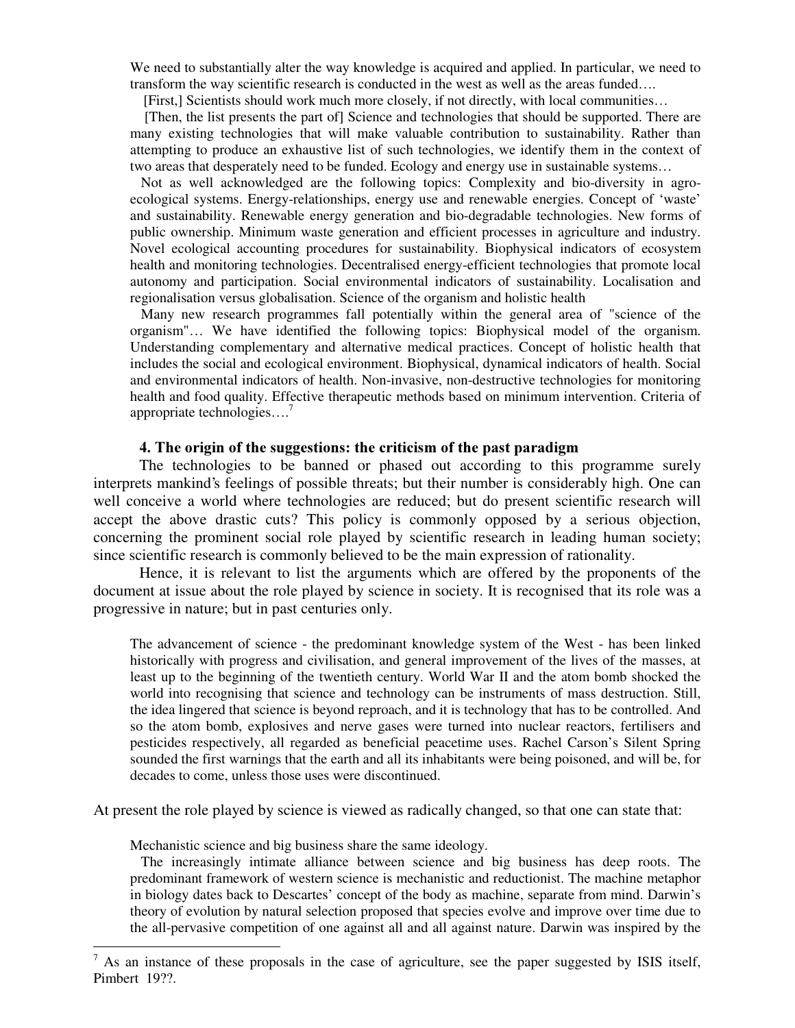> We need to substantially alter the way knowledge is acquired and applied. In particular, we need to transform the way scientific research is conducted in the west as well as the areas funded….
>
> [First,] Scientists should work much more closely, if not directly, with local communities…
>
> [Then, the list presents the part of] Science and technologies that should be supported. There are many existing technologies that will make valuable contribution to sustainability. Rather than attempting to produce an exhaustive list of such technologies, we identify them in the context of two areas that desperately need to be funded. Ecology and energy use in sustainable systems…
>
> Not as well acknowledged are the following topics: Complexity and bio-diversity in agro-ecological systems. Energy-relationships, energy use and renewable energies. Concept of 'waste' and sustainability. Renewable energy generation and bio-degradable technologies. New forms of public ownership. Minimum waste generation and efficient processes in agriculture and industry. Novel ecological accounting procedures for sustainability. Biophysical indicators of ecosystem health and monitoring technologies. Decentralised energy-efficient technologies that promote local autonomy and participation. Social environmental indicators of sustainability. Localisation and regionalisation versus globalisation. Science of the organism and holistic health
>
> Many new research programmes fall potentially within the general area of "science of the organism"… We have identified the following topics: Biophysical model of the organism. Understanding complementary and alternative medical practices. Concept of holistic health that includes the social and ecological environment. Biophysical, dynamical indicators of health. Social and environmental indicators of health. Non-invasive, non-destructive technologies for monitoring health and food quality. Effective therapeutic methods based on minimum intervention. Criteria of appropriate technologies….[7]

### 4. The origin of the suggestions: the criticism of the past paradigm

The technologies to be banned or phased out according to this programme surely interprets mankind's feelings of possible threats; but their number is considerably high. One can well conceive a world where technologies are reduced; but do present scientific research will accept the above drastic cuts? This policy is commonly opposed by a serious objection, concerning the prominent social role played by scientific research in leading human society; since scientific research is commonly believed to be the main expression of rationality.

Hence, it is relevant to list the arguments which are offered by the proponents of the document at issue about the role played by science in society. It is recognised that its role was a progressive in nature; but in past centuries only.

> The advancement of science - the predominant knowledge system of the West - has been linked historically with progress and civilisation, and general improvement of the lives of the masses, at least up to the beginning of the twentieth century. World War II and the atom bomb shocked the world into recognising that science and technology can be instruments of mass destruction. Still, the idea lingered that science is beyond reproach, and it is technology that has to be controlled. And so the atom bomb, explosives and nerve gases were turned into nuclear reactors, fertilisers and pesticides respectively, all regarded as beneficial peacetime uses. Rachel Carson's Silent Spring sounded the first warnings that the earth and all its inhabitants were being poisoned, and will be, for decades to come, unless those uses were discontinued.

At present the role played by science is viewed as radically changed, so that one can state that:

> Mechanistic science and big business share the same ideology.
>
> The increasingly intimate alliance between science and big business has deep roots. The predominant framework of western science is mechanistic and reductionist. The machine metaphor in biology dates back to Descartes' concept of the body as machine, separate from mind. Darwin's theory of evolution by natural selection proposed that species evolve and improve over time due to the all-pervasive competition of one against all and all against nature. Darwin was inspired by the

---

[7] As an instance of these proposals in the case of agriculture, see the paper suggested by ISIS itself, Pimbert 19??.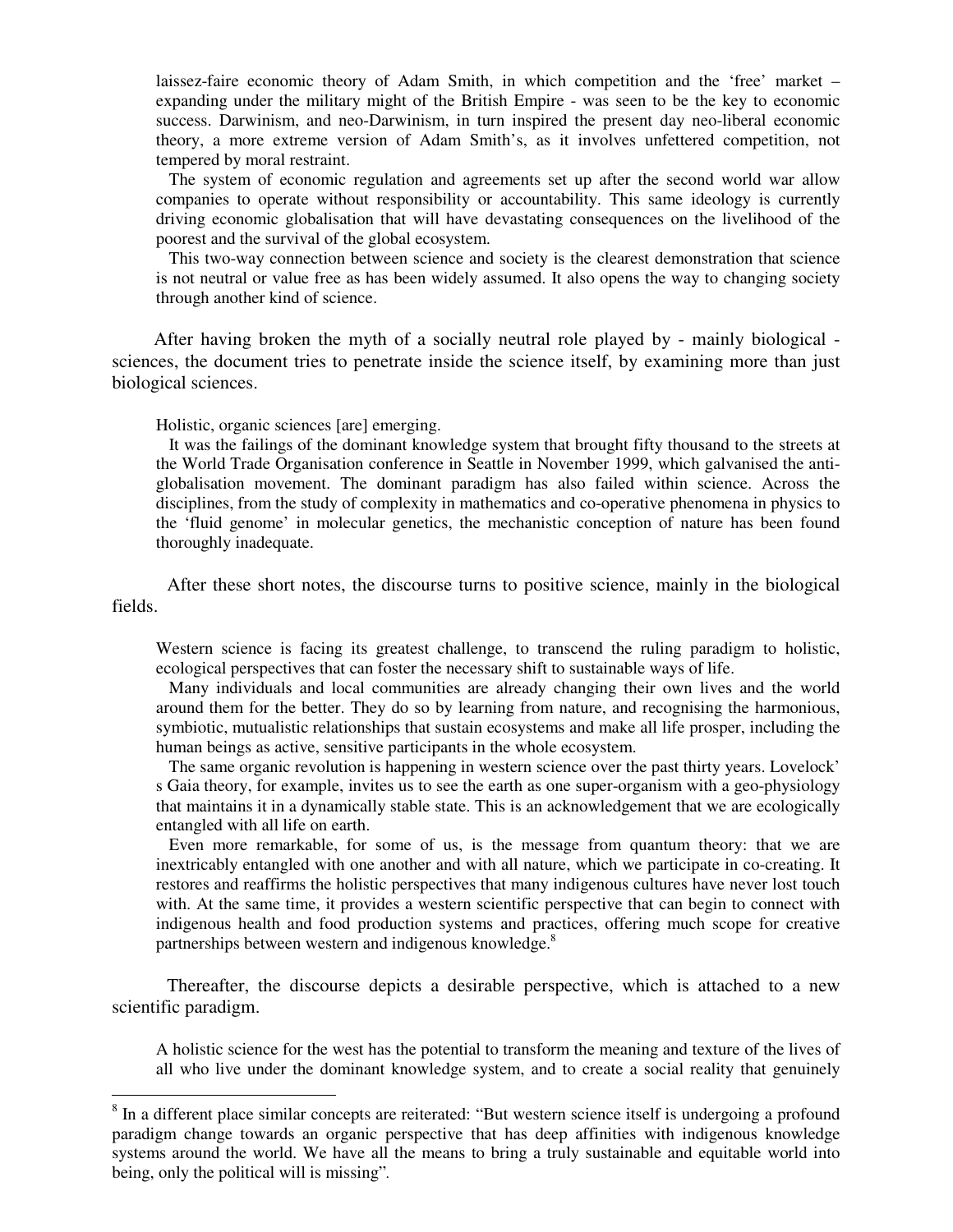> laissez-faire economic theory of Adam Smith, in which competition and the 'free' market – expanding under the military might of the British Empire - was seen to be the key to economic success. Darwinism, and neo-Darwinism, in turn inspired the present day neo-liberal economic theory, a more extreme version of Adam Smith's, as it involves unfettered competition, not tempered by moral restraint.
>
> The system of economic regulation and agreements set up after the second world war allow companies to operate without responsibility or accountability. This same ideology is currently driving economic globalisation that will have devastating consequences on the livelihood of the poorest and the survival of the global ecosystem.
>
> This two-way connection between science and society is the clearest demonstration that science is not neutral or value free as has been widely assumed. It also opens the way to changing society through another kind of science.

After having broken the myth of a socially neutral role played by - mainly biological - sciences, the document tries to penetrate inside the science itself, by examining more than just biological sciences.

> Holistic, organic sciences [are] emerging.
>
> It was the failings of the dominant knowledge system that brought fifty thousand to the streets at the World Trade Organisation conference in Seattle in November 1999, which galvanised the anti-globalisation movement. The dominant paradigm has also failed within science. Across the disciplines, from the study of complexity in mathematics and co-operative phenomena in physics to the 'fluid genome' in molecular genetics, the mechanistic conception of nature has been found thoroughly inadequate.

After these short notes, the discourse turns to positive science, mainly in the biological fields.

> Western science is facing its greatest challenge, to transcend the ruling paradigm to holistic, ecological perspectives that can foster the necessary shift to sustainable ways of life.
>
> Many individuals and local communities are already changing their own lives and the world around them for the better. They do so by learning from nature, and recognising the harmonious, symbiotic, mutualistic relationships that sustain ecosystems and make all life prosper, including the human beings as active, sensitive participants in the whole ecosystem.
>
> The same organic revolution is happening in western science over the past thirty years. Lovelock's Gaia theory, for example, invites us to see the earth as one super-organism with a geo-physiology that maintains it in a dynamically stable state. This is an acknowledgement that we are ecologically entangled with all life on earth.
>
> Even more remarkable, for some of us, is the message from quantum theory: that we are inextricably entangled with one another and with all nature, which we participate in co-creating. It restores and reaffirms the holistic perspectives that many indigenous cultures have never lost touch with. At the same time, it provides a western scientific perspective that can begin to connect with indigenous health and food production systems and practices, offering much scope for creative partnerships between western and indigenous knowledge.[8]

Thereafter, the discourse depicts a desirable perspective, which is attached to a new scientific paradigm.

> A holistic science for the west has the potential to transform the meaning and texture of the lives of all who live under the dominant knowledge system, and to create a social reality that genuinely

---

[8] In a different place similar concepts are reiterated: "But western science itself is undergoing a profound paradigm change towards an organic perspective that has deep affinities with indigenous knowledge systems around the world. We have all the means to bring a truly sustainable and equitable world into being, only the political will is missing".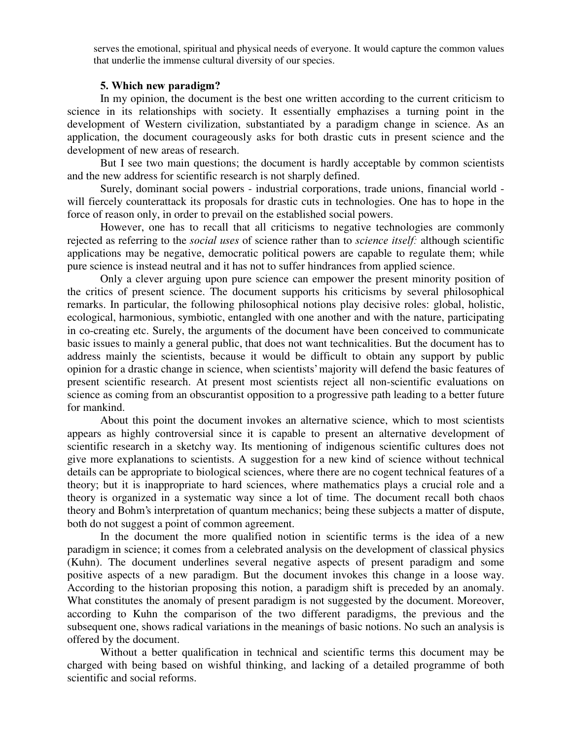serves the emotional, spiritual and physical needs of everyone. It would capture the common values that underlie the immense cultural diversity of our species.

### 5. Which new paradigm?

In my opinion, the document is the best one written according to the current criticism to science in its relationships with society. It essentially emphasizes a turning point in the development of Western civilization, substantiated by a paradigm change in science. As an application, the document courageously asks for both drastic cuts in present science and the development of new areas of research.

But I see two main questions; the document is hardly acceptable by common scientists and the new address for scientific research is not sharply defined.

Surely, dominant social powers - industrial corporations, trade unions, financial world - will fiercely counterattack its proposals for drastic cuts in technologies. One has to hope in the force of reason only, in order to prevail on the established social powers.

However, one has to recall that all criticisms to negative technologies are commonly rejected as referring to the *social uses* of science rather than to *science itself:* although scientific applications may be negative, democratic political powers are capable to regulate them; while pure science is instead neutral and it has not to suffer hindrances from applied science.

Only a clever arguing upon pure science can empower the present minority position of the critics of present science. The document supports his criticisms by several philosophical remarks. In particular, the following philosophical notions play decisive roles: global, holistic, ecological, harmonious, symbiotic, entangled with one another and with the nature, participating in co-creating etc. Surely, the arguments of the document have been conceived to communicate basic issues to mainly a general public, that does not want technicalities. But the document has to address mainly the scientists, because it would be difficult to obtain any support by public opinion for a drastic change in science, when scientists' majority will defend the basic features of present scientific research. At present most scientists reject all non-scientific evaluations on science as coming from an obscurantist opposition to a progressive path leading to a better future for mankind.

About this point the document invokes an alternative science, which to most scientists appears as highly controversial since it is capable to present an alternative development of scientific research in a sketchy way. Its mentioning of indigenous scientific cultures does not give more explanations to scientists. A suggestion for a new kind of science without technical details can be appropriate to biological sciences, where there are no cogent technical features of a theory; but it is inappropriate to hard sciences, where mathematics plays a crucial role and a theory is organized in a systematic way since a lot of time. The document recall both chaos theory and Bohm's interpretation of quantum mechanics; being these subjects a matter of dispute, both do not suggest a point of common agreement.

In the document the more qualified notion in scientific terms is the idea of a new paradigm in science; it comes from a celebrated analysis on the development of classical physics (Kuhn). The document underlines several negative aspects of present paradigm and some positive aspects of a new paradigm. But the document invokes this change in a loose way. According to the historian proposing this notion, a paradigm shift is preceded by an anomaly. What constitutes the anomaly of present paradigm is not suggested by the document. Moreover, according to Kuhn the comparison of the two different paradigms, the previous and the subsequent one, shows radical variations in the meanings of basic notions. No such an analysis is offered by the document.

Without a better qualification in technical and scientific terms this document may be charged with being based on wishful thinking, and lacking of a detailed programme of both scientific and social reforms.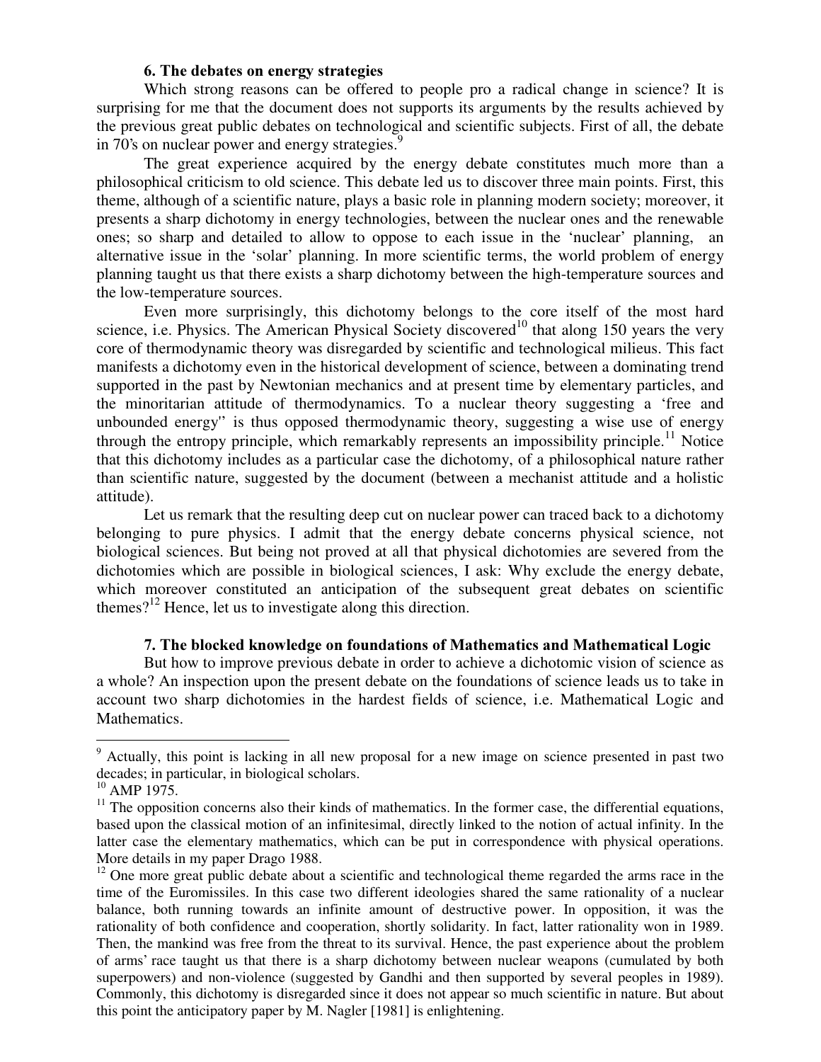### 6. The debates on energy strategies

Which strong reasons can be offered to people pro a radical change in science? It is surprising for me that the document does not supports its arguments by the results achieved by the previous great public debates on technological and scientific subjects. First of all, the debate in 70's on nuclear power and energy strategies.[9]

The great experience acquired by the energy debate constitutes much more than a philosophical criticism to old science. This debate led us to discover three main points. First, this theme, although of a scientific nature, plays a basic role in planning modern society; moreover, it presents a sharp dichotomy in energy technologies, between the nuclear ones and the renewable ones; so sharp and detailed to allow to oppose to each issue in the 'nuclear' planning, an alternative issue in the 'solar' planning. In more scientific terms, the world problem of energy planning taught us that there exists a sharp dichotomy between the high-temperature sources and the low-temperature sources.

Even more surprisingly, this dichotomy belongs to the core itself of the most hard science, i.e. Physics. The American Physical Society discovered[10] that along 150 years the very core of thermodynamic theory was disregarded by scientific and technological milieus. This fact manifests a dichotomy even in the historical development of science, between a dominating trend supported in the past by Newtonian mechanics and at present time by elementary particles, and the minoritarian attitude of thermodynamics. To a nuclear theory suggesting a 'free and unbounded energy'' is thus opposed thermodynamic theory, suggesting a wise use of energy through the entropy principle, which remarkably represents an impossibility principle.[11] Notice that this dichotomy includes as a particular case the dichotomy, of a philosophical nature rather than scientific nature, suggested by the document (between a mechanist attitude and a holistic attitude).

Let us remark that the resulting deep cut on nuclear power can traced back to a dichotomy belonging to pure physics. I admit that the energy debate concerns physical science, not biological sciences. But being not proved at all that physical dichotomies are severed from the dichotomies which are possible in biological sciences, I ask: Why exclude the energy debate, which moreover constituted an anticipation of the subsequent great debates on scientific themes?[12] Hence, let us to investigate along this direction.

### 7. The blocked knowledge on foundations of Mathematics and Mathematical Logic

But how to improve previous debate in order to achieve a dichotomic vision of science as a whole? An inspection upon the present debate on the foundations of science leads us to take in account two sharp dichotomies in the hardest fields of science, i.e. Mathematical Logic and Mathematics.

---

[9] Actually, this point is lacking in all new proposal for a new image on science presented in past two decades; in particular, in biological scholars.

[10] AMP 1975.

[11] The opposition concerns also their kinds of mathematics. In the former case, the differential equations, based upon the classical motion of an infinitesimal, directly linked to the notion of actual infinity. In the latter case the elementary mathematics, which can be put in correspondence with physical operations. More details in my paper Drago 1988.

[12] One more great public debate about a scientific and technological theme regarded the arms race in the time of the Euromissiles. In this case two different ideologies shared the same rationality of a nuclear balance, both running towards an infinite amount of destructive power. In opposition, it was the rationality of both confidence and cooperation, shortly solidarity. In fact, latter rationality won in 1989. Then, the mankind was free from the threat to its survival. Hence, the past experience about the problem of arms' race taught us that there is a sharp dichotomy between nuclear weapons (cumulated by both superpowers) and non-violence (suggested by Gandhi and then supported by several peoples in 1989). Commonly, this dichotomy is disregarded since it does not appear so much scientific in nature. But about this point the anticipatory paper by M. Nagler [1981] is enlightening.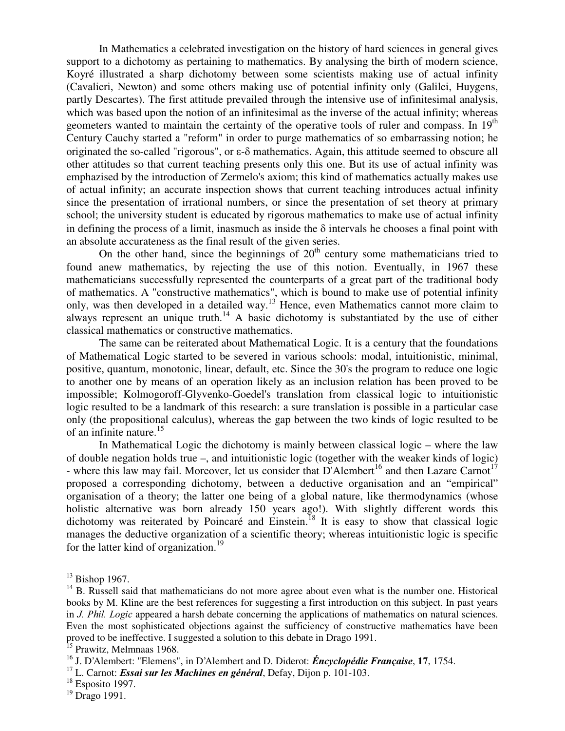In Mathematics a celebrated investigation on the history of hard sciences in general gives support to a dichotomy as pertaining to mathematics. By analysing the birth of modern science, Koyré illustrated a sharp dichotomy between some scientists making use of actual infinity (Cavalieri, Newton) and some others making use of potential infinity only (Galilei, Huygens, partly Descartes). The first attitude prevailed through the intensive use of infinitesimal analysis, which was based upon the notion of an infinitesimal as the inverse of the actual infinity; whereas geometers wanted to maintain the certainty of the operative tools of ruler and compass. In 19th Century Cauchy started a "reform" in order to purge mathematics of so embarrassing notion; he originated the so-called "rigorous", or ε-δ mathematics. Again, this attitude seemed to obscure all other attitudes so that current teaching presents only this one. But its use of actual infinity was emphasized by the introduction of Zermelo's axiom; this kind of mathematics actually makes use of actual infinity; an accurate inspection shows that current teaching introduces actual infinity since the presentation of irrational numbers, or since the presentation of set theory at primary school; the university student is educated by rigorous mathematics to make use of actual infinity in defining the process of a limit, inasmuch as inside the δ intervals he chooses a final point with an absolute accurateness as the final result of the given series.

On the other hand, since the beginnings of 20th century some mathematicians tried to found anew mathematics, by rejecting the use of this notion. Eventually, in 1967 these mathematicians successfully represented the counterparts of a great part of the traditional body of mathematics. A "constructive mathematics", which is bound to make use of potential infinity only, was then developed in a detailed way.[13] Hence, even Mathematics cannot more claim to always represent an unique truth.[14] A basic dichotomy is substantiated by the use of either classical mathematics or constructive mathematics.

The same can be reiterated about Mathematical Logic. It is a century that the foundations of Mathematical Logic started to be severed in various schools: modal, intuitionistic, minimal, positive, quantum, monotonic, linear, default, etc. Since the 30's the program to reduce one logic to another one by means of an operation likely as an inclusion relation has been proved to be impossible; Kolmogoroff-Glyvenko-Goedel's translation from classical logic to intuitionistic logic resulted to be a landmark of this research: a sure translation is possible in a particular case only (the propositional calculus), whereas the gap between the two kinds of logic resulted to be of an infinite nature.[15]

In Mathematical Logic the dichotomy is mainly between classical logic – where the law of double negation holds true –, and intuitionistic logic (together with the weaker kinds of logic) - where this law may fail. Moreover, let us consider that D'Alembert[16] and then Lazare Carnot[17] proposed a corresponding dichotomy, between a deductive organisation and an "empirical" organisation of a theory; the latter one being of a global nature, like thermodynamics (whose holistic alternative was born already 150 years ago!). With slightly different words this dichotomy was reiterated by Poincaré and Einstein.[18] It is easy to show that classical logic manages the deductive organization of a scientific theory; whereas intuitionistic logic is specific for the latter kind of organization.[19]

---

[13] Bishop 1967.

[14] B. Russell said that mathematicians do not more agree about even what is the number one. Historical books by M. Kline are the best references for suggesting a first introduction on this subject. In past years in *J. Phil. Logic* appeared a harsh debate concerning the applications of mathematics on natural sciences. Even the most sophisticated objections against the sufficiency of constructive mathematics have been proved to be ineffective. I suggested a solution to this debate in Drago 1991.

[15] Prawitz, Melmnaas 1968.

[16] J. D'Alembert: "Elemens", in D'Alembert and D. Diderot: ***Éncyclopédie Française***, **17**, 1754.

[17] L. Carnot: ***Essai sur les Machines en général***, Defay, Dijon p. 101-103.

[18] Esposito 1997.

[19] Drago 1991.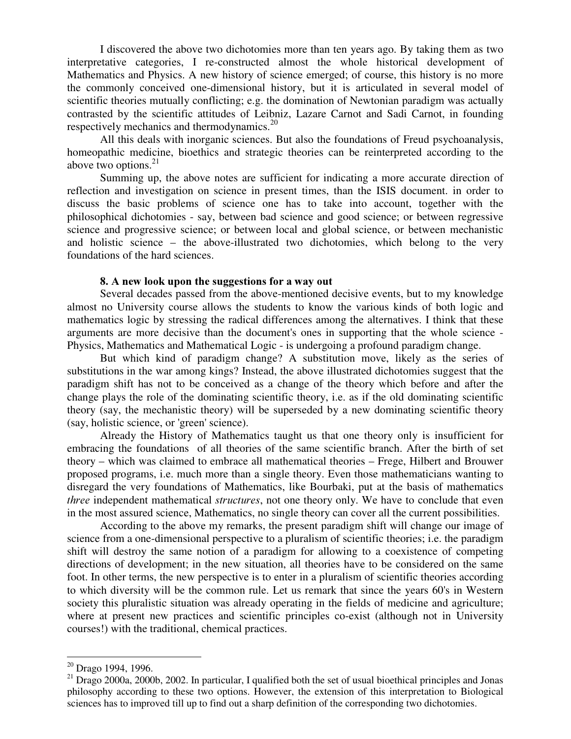I discovered the above two dichotomies more than ten years ago. By taking them as two interpretative categories, I re-constructed almost the whole historical development of Mathematics and Physics. A new history of science emerged; of course, this history is no more the commonly conceived one-dimensional history, but it is articulated in several model of scientific theories mutually conflicting; e.g. the domination of Newtonian paradigm was actually contrasted by the scientific attitudes of Leibniz, Lazare Carnot and Sadi Carnot, in founding respectively mechanics and thermodynamics.[20]

All this deals with inorganic sciences. But also the foundations of Freud psychoanalysis, homeopathic medicine, bioethics and strategic theories can be reinterpreted according to the above two options.[21]

Summing up, the above notes are sufficient for indicating a more accurate direction of reflection and investigation on science in present times, than the ISIS document. in order to discuss the basic problems of science one has to take into account, together with the philosophical dichotomies - say, between bad science and good science; or between regressive science and progressive science; or between local and global science, or between mechanistic and holistic science – the above-illustrated two dichotomies, which belong to the very foundations of the hard sciences.

**8. A new look upon the suggestions for a way out**

Several decades passed from the above-mentioned decisive events, but to my knowledge almost no University course allows the students to know the various kinds of both logic and mathematics logic by stressing the radical differences among the alternatives. I think that these arguments are more decisive than the document's ones in supporting that the whole science - Physics, Mathematics and Mathematical Logic - is undergoing a profound paradigm change.

But which kind of paradigm change? A substitution move, likely as the series of substitutions in the war among kings? Instead, the above illustrated dichotomies suggest that the paradigm shift has not to be conceived as a change of the theory which before and after the change plays the role of the dominating scientific theory, i.e. as if the old dominating scientific theory (say, the mechanistic theory) will be superseded by a new dominating scientific theory (say, holistic science, or 'green' science).

Already the History of Mathematics taught us that one theory only is insufficient for embracing the foundations of all theories of the same scientific branch. After the birth of set theory – which was claimed to embrace all mathematical theories – Frege, Hilbert and Brouwer proposed programs, i.e. much more than a single theory. Even those mathematicians wanting to disregard the very foundations of Mathematics, like Bourbaki, put at the basis of mathematics *three* independent mathematical *structures*, not one theory only. We have to conclude that even in the most assured science, Mathematics, no single theory can cover all the current possibilities.

According to the above my remarks, the present paradigm shift will change our image of science from a one-dimensional perspective to a pluralism of scientific theories; i.e. the paradigm shift will destroy the same notion of a paradigm for allowing to a coexistence of competing directions of development; in the new situation, all theories have to be considered on the same foot. In other terms, the new perspective is to enter in a pluralism of scientific theories according to which diversity will be the common rule. Let us remark that since the years 60's in Western society this pluralistic situation was already operating in the fields of medicine and agriculture; where at present new practices and scientific principles co-exist (although not in University courses!) with the traditional, chemical practices.

---

[20] Drago 1994, 1996.

[21] Drago 2000a, 2000b, 2002. In particular, I qualified both the set of usual bioethical principles and Jonas philosophy according to these two options. However, the extension of this interpretation to Biological sciences has to improved till up to find out a sharp definition of the corresponding two dichotomies.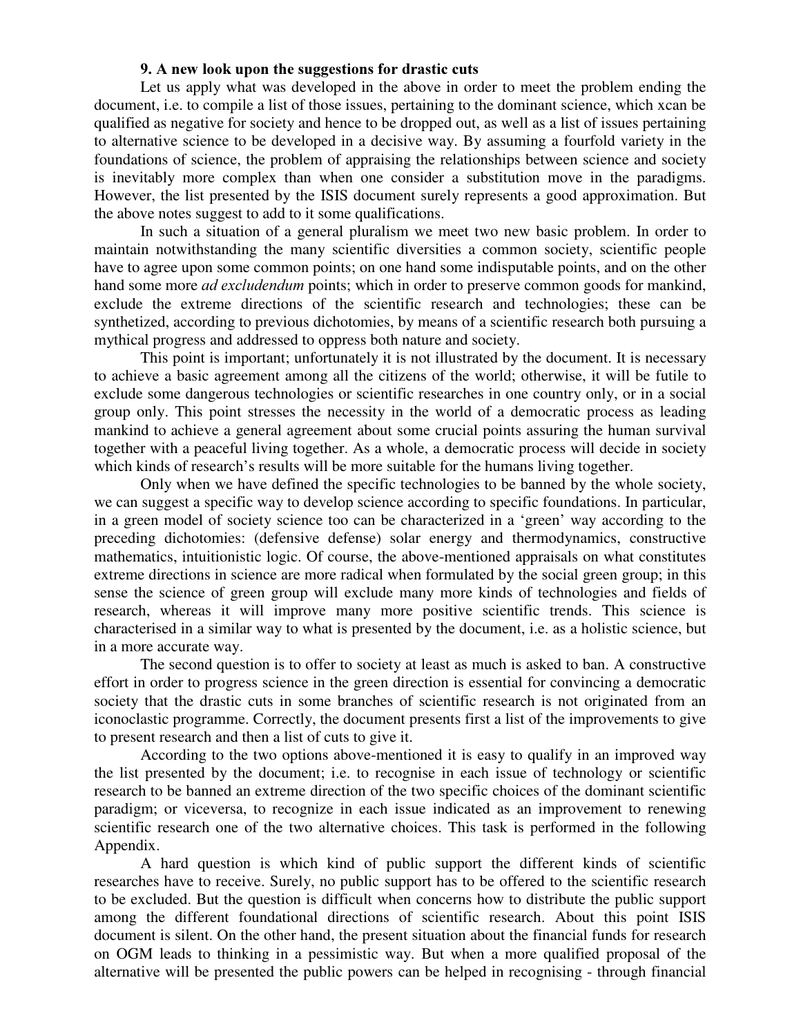### 9. A new look upon the suggestions for drastic cuts

Let us apply what was developed in the above in order to meet the problem ending the document, i.e. to compile a list of those issues, pertaining to the dominant science, which xcan be qualified as negative for society and hence to be dropped out, as well as a list of issues pertaining to alternative science to be developed in a decisive way. By assuming a fourfold variety in the foundations of science, the problem of appraising the relationships between science and society is inevitably more complex than when one consider a substitution move in the paradigms. However, the list presented by the ISIS document surely represents a good approximation. But the above notes suggest to add to it some qualifications.

In such a situation of a general pluralism we meet two new basic problem. In order to maintain notwithstanding the many scientific diversities a common society, scientific people have to agree upon some common points; on one hand some indisputable points, and on the other hand some more *ad excludendum* points; which in order to preserve common goods for mankind, exclude the extreme directions of the scientific research and technologies; these can be synthetized, according to previous dichotomies, by means of a scientific research both pursuing a mythical progress and addressed to oppress both nature and society.

This point is important; unfortunately it is not illustrated by the document. It is necessary to achieve a basic agreement among all the citizens of the world; otherwise, it will be futile to exclude some dangerous technologies or scientific researches in one country only, or in a social group only. This point stresses the necessity in the world of a democratic process as leading mankind to achieve a general agreement about some crucial points assuring the human survival together with a peaceful living together. As a whole, a democratic process will decide in society which kinds of research's results will be more suitable for the humans living together.

Only when we have defined the specific technologies to be banned by the whole society, we can suggest a specific way to develop science according to specific foundations. In particular, in a green model of society science too can be characterized in a 'green' way according to the preceding dichotomies: (defensive defense) solar energy and thermodynamics, constructive mathematics, intuitionistic logic. Of course, the above-mentioned appraisals on what constitutes extreme directions in science are more radical when formulated by the social green group; in this sense the science of green group will exclude many more kinds of technologies and fields of research, whereas it will improve many more positive scientific trends. This science is characterised in a similar way to what is presented by the document, i.e. as a holistic science, but in a more accurate way.

The second question is to offer to society at least as much is asked to ban. A constructive effort in order to progress science in the green direction is essential for convincing a democratic society that the drastic cuts in some branches of scientific research is not originated from an iconoclastic programme. Correctly, the document presents first a list of the improvements to give to present research and then a list of cuts to give it.

According to the two options above-mentioned it is easy to qualify in an improved way the list presented by the document; i.e. to recognise in each issue of technology or scientific research to be banned an extreme direction of the two specific choices of the dominant scientific paradigm; or viceversa, to recognize in each issue indicated as an improvement to renewing scientific research one of the two alternative choices. This task is performed in the following Appendix.

A hard question is which kind of public support the different kinds of scientific researches have to receive. Surely, no public support has to be offered to the scientific research to be excluded. But the question is difficult when concerns how to distribute the public support among the different foundational directions of scientific research. About this point ISIS document is silent. On the other hand, the present situation about the financial funds for research on OGM leads to thinking in a pessimistic way. But when a more qualified proposal of the alternative will be presented the public powers can be helped in recognising - through financial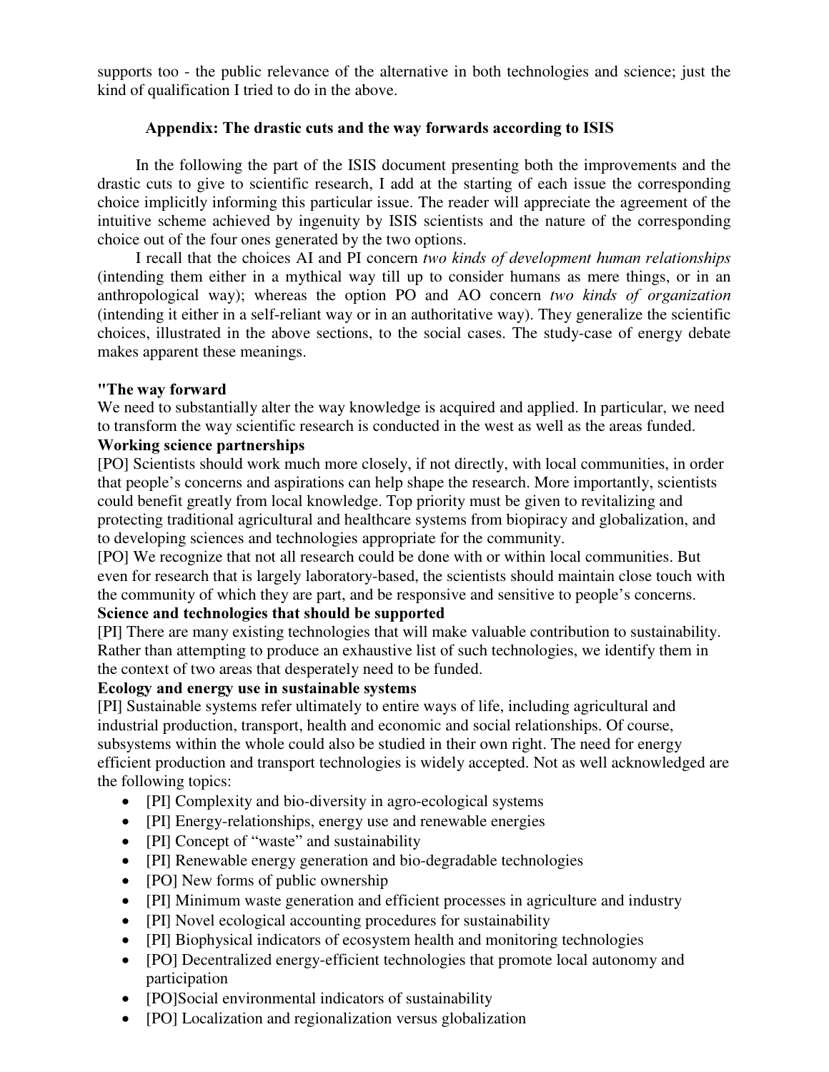supports too - the public relevance of the alternative in both technologies and science; just the kind of qualification I tried to do in the above.

## Appendix: The drastic cuts and the way forwards according to ISIS

In the following the part of the ISIS document presenting both the improvements and the drastic cuts to give to scientific research, I add at the starting of each issue the corresponding choice implicitly informing this particular issue. The reader will appreciate the agreement of the intuitive scheme achieved by ingenuity by ISIS scientists and the nature of the corresponding choice out of the four ones generated by the two options.

I recall that the choices AI and PI concern *two kinds of development human relationships* (intending them either in a mythical way till up to consider humans as mere things, or in an anthropological way); whereas the option PO and AO concern *two kinds of organization* (intending it either in a self-reliant way or in an authoritative way). They generalize the scientific choices, illustrated in the above sections, to the social cases. The study-case of energy debate makes apparent these meanings.

**"The way forward**

We need to substantially alter the way knowledge is acquired and applied. In particular, we need to transform the way scientific research is conducted in the west as well as the areas funded.

**Working science partnerships**

[PO] Scientists should work much more closely, if not directly, with local communities, in order that people's concerns and aspirations can help shape the research. More importantly, scientists could benefit greatly from local knowledge. Top priority must be given to revitalizing and protecting traditional agricultural and healthcare systems from biopiracy and globalization, and to developing sciences and technologies appropriate for the community.

[PO] We recognize that not all research could be done with or within local communities. But even for research that is largely laboratory-based, the scientists should maintain close touch with the community of which they are part, and be responsive and sensitive to people's concerns.

**Science and technologies that should be supported**

[PI] There are many existing technologies that will make valuable contribution to sustainability. Rather than attempting to produce an exhaustive list of such technologies, we identify them in the context of two areas that desperately need to be funded.

**Ecology and energy use in sustainable systems**

[PI] Sustainable systems refer ultimately to entire ways of life, including agricultural and industrial production, transport, health and economic and social relationships. Of course, subsystems within the whole could also be studied in their own right. The need for energy efficient production and transport technologies is widely accepted. Not as well acknowledged are the following topics:

- [PI] Complexity and bio-diversity in agro-ecological systems
- [PI] Energy-relationships, energy use and renewable energies
- [PI] Concept of "waste" and sustainability
- [PI] Renewable energy generation and bio-degradable technologies
- [PO] New forms of public ownership
- [PI] Minimum waste generation and efficient processes in agriculture and industry
- [PI] Novel ecological accounting procedures for sustainability
- [PI] Biophysical indicators of ecosystem health and monitoring technologies
- [PO] Decentralized energy-efficient technologies that promote local autonomy and participation
- [PO]Social environmental indicators of sustainability
- [PO] Localization and regionalization versus globalization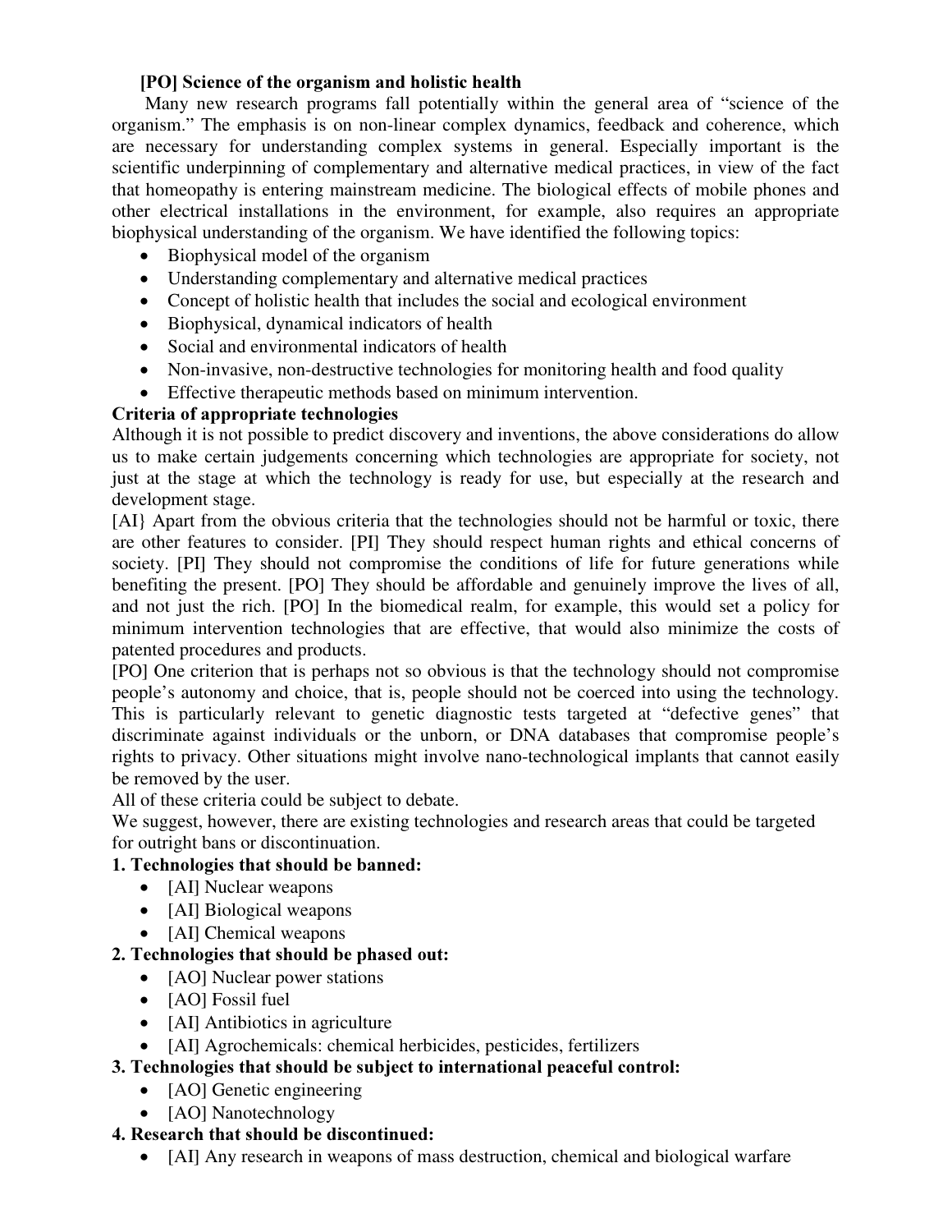**[PO] Science of the organism and holistic health**

Many new research programs fall potentially within the general area of "science of the organism." The emphasis is on non-linear complex dynamics, feedback and coherence, which are necessary for understanding complex systems in general. Especially important is the scientific underpinning of complementary and alternative medical practices, in view of the fact that homeopathy is entering mainstream medicine. The biological effects of mobile phones and other electrical installations in the environment, for example, also requires an appropriate biophysical understanding of the organism. We have identified the following topics:

- Biophysical model of the organism
- Understanding complementary and alternative medical practices
- Concept of holistic health that includes the social and ecological environment
- Biophysical, dynamical indicators of health
- Social and environmental indicators of health
- Non-invasive, non-destructive technologies for monitoring health and food quality
- Effective therapeutic methods based on minimum intervention.

**Criteria of appropriate technologies**

Although it is not possible to predict discovery and inventions, the above considerations do allow us to make certain judgements concerning which technologies are appropriate for society, not just at the stage at which the technology is ready for use, but especially at the research and development stage.

[AI} Apart from the obvious criteria that the technologies should not be harmful or toxic, there are other features to consider. [PI] They should respect human rights and ethical concerns of society. [PI] They should not compromise the conditions of life for future generations while benefiting the present. [PO] They should be affordable and genuinely improve the lives of all, and not just the rich. [PO] In the biomedical realm, for example, this would set a policy for minimum intervention technologies that are effective, that would also minimize the costs of patented procedures and products.

[PO] One criterion that is perhaps not so obvious is that the technology should not compromise people's autonomy and choice, that is, people should not be coerced into using the technology. This is particularly relevant to genetic diagnostic tests targeted at "defective genes" that discriminate against individuals or the unborn, or DNA databases that compromise people's rights to privacy. Other situations might involve nano-technological implants that cannot easily be removed by the user.

All of these criteria could be subject to debate.

We suggest, however, there are existing technologies and research areas that could be targeted for outright bans or discontinuation.

**1. Technologies that should be banned:**

- [AI] Nuclear weapons
- [AI] Biological weapons
- [AI] Chemical weapons

**2. Technologies that should be phased out:**

- [AO] Nuclear power stations
- [AO] Fossil fuel
- [AI] Antibiotics in agriculture
- [AI] Agrochemicals: chemical herbicides, pesticides, fertilizers

**3. Technologies that should be subject to international peaceful control:**

- [AO] Genetic engineering
- [AO] Nanotechnology

**4. Research that should be discontinued:**

- [AI] Any research in weapons of mass destruction, chemical and biological warfare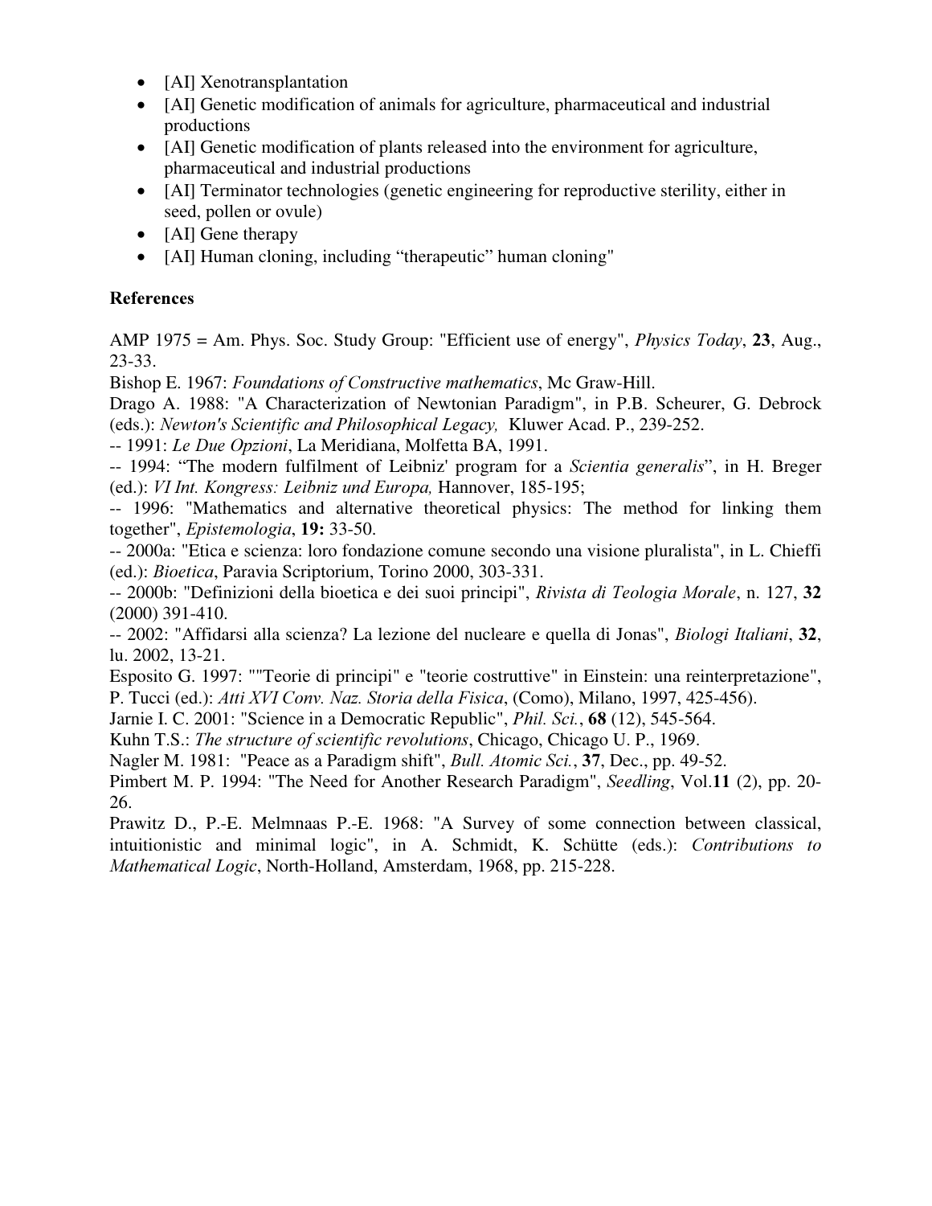- [AI] Xenotransplantation
- [AI] Genetic modification of animals for agriculture, pharmaceutical and industrial productions
- [AI] Genetic modification of plants released into the environment for agriculture, pharmaceutical and industrial productions
- [AI] Terminator technologies (genetic engineering for reproductive sterility, either in seed, pollen or ovule)
- [AI] Gene therapy
- [AI] Human cloning, including "therapeutic" human cloning"

**References**

AMP 1975 = Am. Phys. Soc. Study Group: "Efficient use of energy", *Physics Today*, **23**, Aug., 23-33.

Bishop E. 1967: *Foundations of Constructive mathematics*, Mc Graw-Hill.

Drago A. 1988: "A Characterization of Newtonian Paradigm", in P.B. Scheurer, G. Debrock (eds.): *Newton's Scientific and Philosophical Legacy,* Kluwer Acad. P., 239-252.

-- 1991: *Le Due Opzioni*, La Meridiana, Molfetta BA, 1991.

-- 1994: "The modern fulfilment of Leibniz' program for a *Scientia generalis*", in H. Breger (ed.): *VI Int. Kongress: Leibniz und Europa,* Hannover, 185-195;

-- 1996: "Mathematics and alternative theoretical physics: The method for linking them together", *Epistemologia*, **19:** 33-50.

-- 2000a: "Etica e scienza: loro fondazione comune secondo una visione pluralista", in L. Chieffi (ed.): *Bioetica*, Paravia Scriptorium, Torino 2000, 303-331.

-- 2000b: "Definizioni della bioetica e dei suoi principi", *Rivista di Teologia Morale*, n. 127, **32** (2000) 391-410.

-- 2002: "Affidarsi alla scienza? La lezione del nucleare e quella di Jonas", *Biologi Italiani*, **32**, lu. 2002, 13-21.

Esposito G. 1997: ""Teorie di principi" e "teorie costruttive" in Einstein: una reinterpretazione", P. Tucci (ed.): *Atti XVI Conv. Naz. Storia della Fisica*, (Como), Milano, 1997, 425-456).

Jarnie I. C. 2001: "Science in a Democratic Republic", *Phil. Sci.*, **68** (12), 545-564.

Kuhn T.S.: *The structure of scientific revolutions*, Chicago, Chicago U. P., 1969.

Nagler M. 1981: "Peace as a Paradigm shift", *Bull. Atomic Sci.*, **37**, Dec., pp. 49-52.

Pimbert M. P. 1994: "The Need for Another Research Paradigm", *Seedling*, Vol.**11** (2), pp. 20-26.

Prawitz D., P.-E. Melmnaas P.-E. 1968: "A Survey of some connection between classical, intuitionistic and minimal logic", in A. Schmidt, K. Schütte (eds.): *Contributions to Mathematical Logic*, North-Holland, Amsterdam, 1968, pp. 215-228.